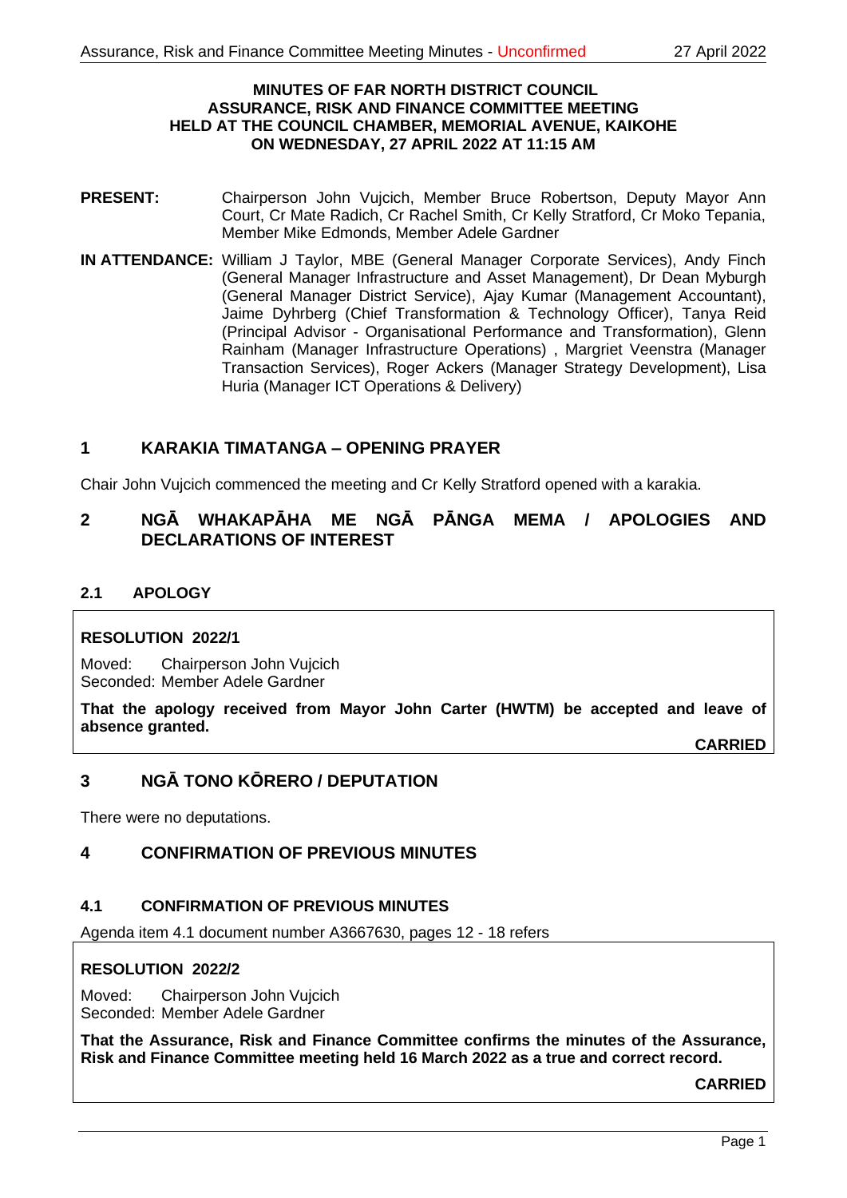**MINUTES OF FAR NORTH DISTRICT COUNCIL ASSURANCE, RISK AND FINANCE COMMITTEE MEETING HELD AT THE COUNCIL CHAMBER, MEMORIAL AVENUE, KAIKOHE ON WEDNESDAY, 27 APRIL 2022 AT 11:15 AM**

**PRESENT:** Chairperson John Vujcich, Member Bruce Robertson, Deputy Mayor Ann Court, Cr Mate Radich, Cr Rachel Smith, Cr Kelly Stratford, Cr Moko Tepania, Member Mike Edmonds, Member Adele Gardner

**IN ATTENDANCE:** William J Taylor, MBE (General Manager Corporate Services), Andy Finch (General Manager Infrastructure and Asset Management), Dr Dean Myburgh (General Manager District Service), Ajay Kumar (Management Accountant), Jaime Dyhrberg (Chief Transformation & Technology Officer), Tanya Reid (Principal Advisor - Organisational Performance and Transformation), Glenn Rainham (Manager Infrastructure Operations) , Margriet Veenstra (Manager Transaction Services), Roger Ackers (Manager Strategy Development), Lisa Huria (Manager ICT Operations & Delivery)

## 1 KARAKIA TIMATANGA – OPENING PRAYER

Chair John Vujcich commenced the meeting and Cr Kelly Stratford opened with a karakia.

## 2 NGĀ WHAKAPĀHA ME NGĀ PĀNGA MEMA / APOLOGIES AND DECLARATIONS OF INTEREST

### 2.1 APOLOGY

**RESOLUTION 2022/1**

Moved: Chairperson John Vujcich
Seconded: Member Adele Gardner

**That the apology received from Mayor John Carter (HWTM) be accepted and leave of absence granted.**

**CARRIED**

## 3 NGĀ TONO KŌRERO / DEPUTATION

There were no deputations.

## 4 CONFIRMATION OF PREVIOUS MINUTES

### 4.1 CONFIRMATION OF PREVIOUS MINUTES

Agenda item 4.1 document number A3667630, pages 12 - 18 refers

**RESOLUTION 2022/2**

Moved: Chairperson John Vujcich
Seconded: Member Adele Gardner

**That the Assurance, Risk and Finance Committee confirms the minutes of the Assurance, Risk and Finance Committee meeting held 16 March 2022 as a true and correct record.**

**CARRIED**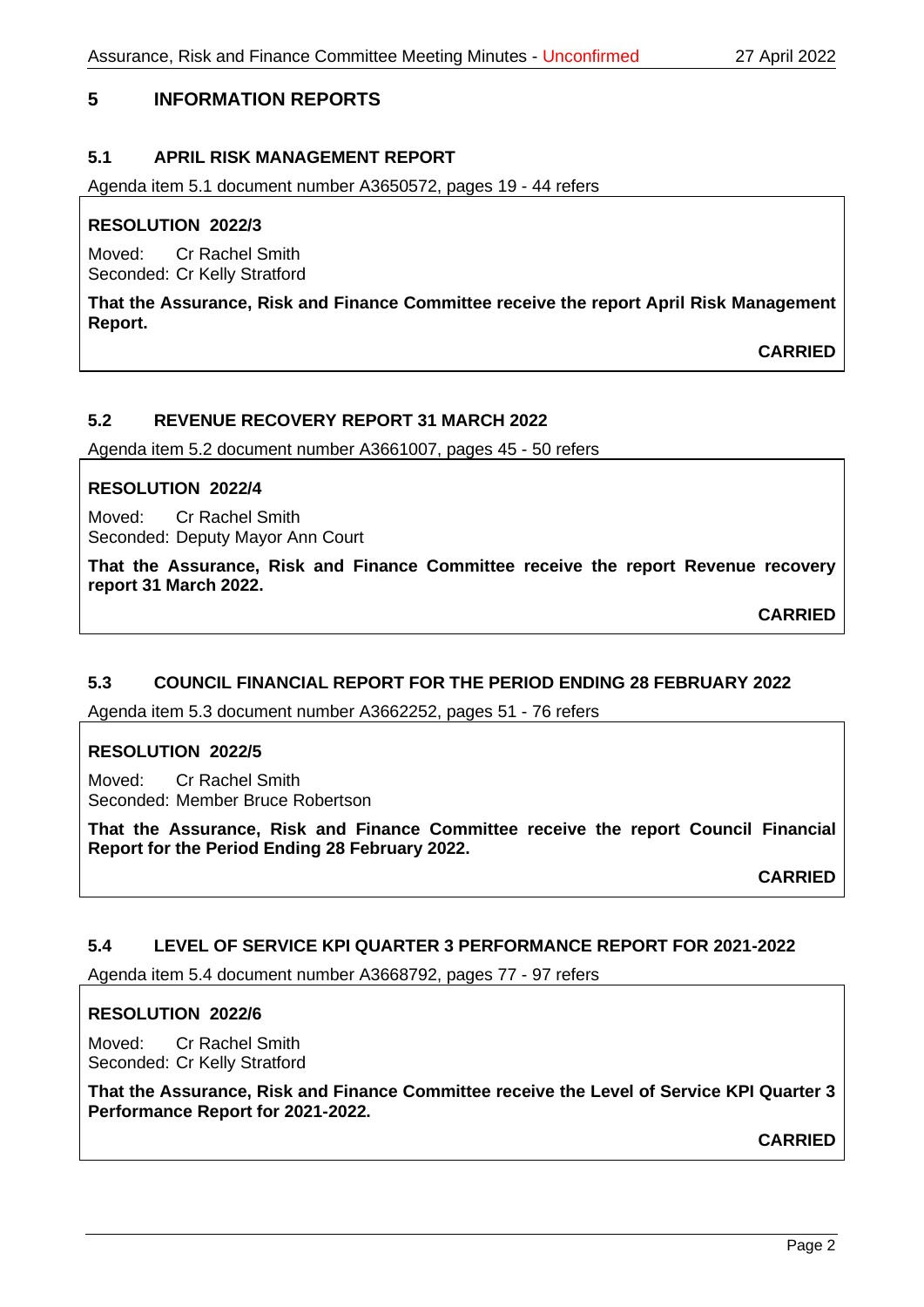## 5 INFORMATION REPORTS

### 5.1 APRIL RISK MANAGEMENT REPORT

Agenda item 5.1 document number A3650572, pages 19 - 44 refers

**RESOLUTION 2022/3**

Moved: Cr Rachel Smith
Seconded: Cr Kelly Stratford

**That the Assurance, Risk and Finance Committee receive the report April Risk Management Report.**

**CARRIED**

### 5.2 REVENUE RECOVERY REPORT 31 MARCH 2022

Agenda item 5.2 document number A3661007, pages 45 - 50 refers

**RESOLUTION 2022/4**

Moved: Cr Rachel Smith
Seconded: Deputy Mayor Ann Court

**That the Assurance, Risk and Finance Committee receive the report Revenue recovery report 31 March 2022.**

**CARRIED**

### 5.3 COUNCIL FINANCIAL REPORT FOR THE PERIOD ENDING 28 FEBRUARY 2022

Agenda item 5.3 document number A3662252, pages 51 - 76 refers

**RESOLUTION 2022/5**

Moved: Cr Rachel Smith
Seconded: Member Bruce Robertson

**That the Assurance, Risk and Finance Committee receive the report Council Financial Report for the Period Ending 28 February 2022.**

**CARRIED**

### 5.4 LEVEL OF SERVICE KPI QUARTER 3 PERFORMANCE REPORT FOR 2021-2022

Agenda item 5.4 document number A3668792, pages 77 - 97 refers

**RESOLUTION 2022/6**

Moved: Cr Rachel Smith
Seconded: Cr Kelly Stratford

**That the Assurance, Risk and Finance Committee receive the Level of Service KPI Quarter 3 Performance Report for 2021-2022.**

**CARRIED**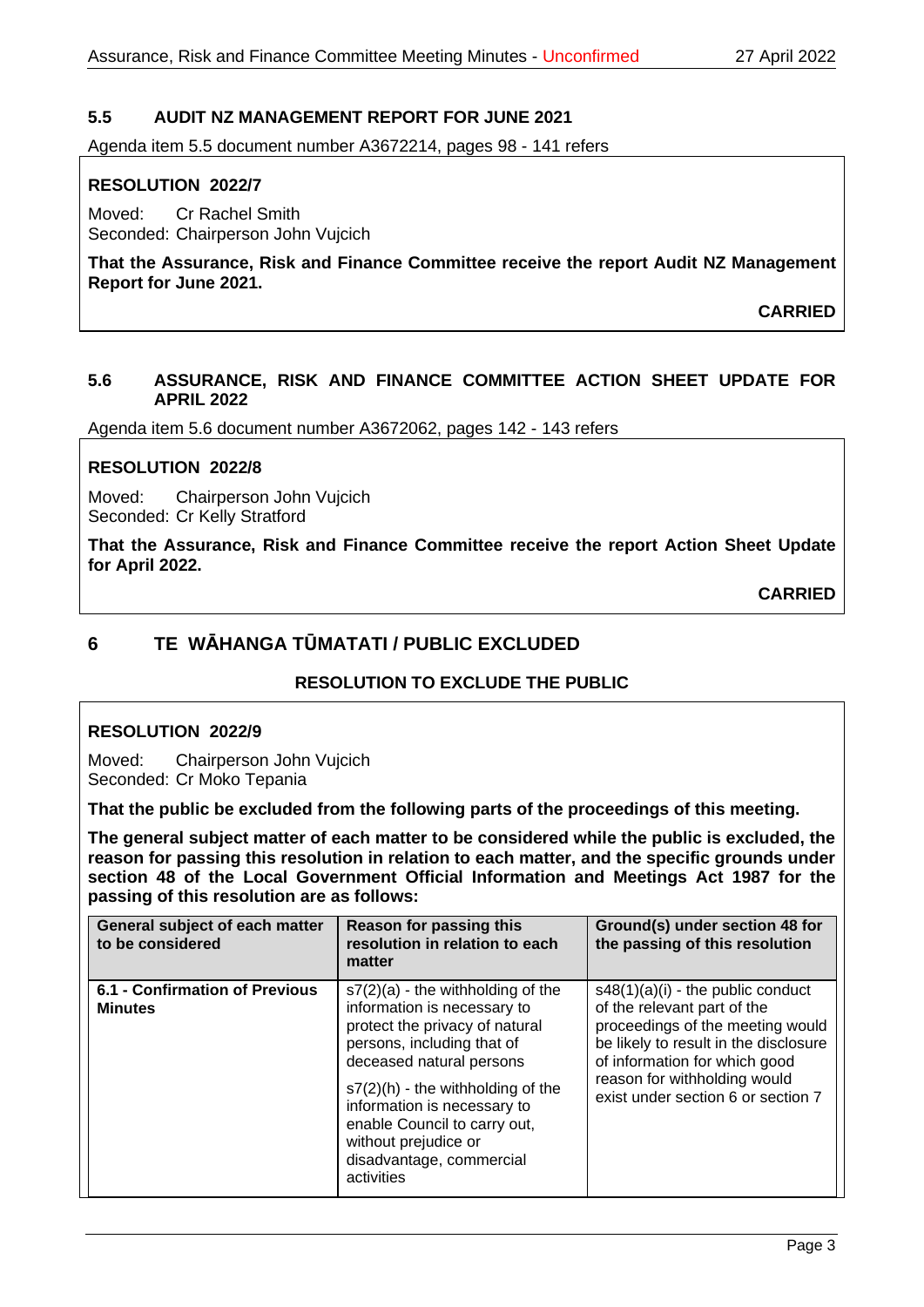### 5.5 AUDIT NZ MANAGEMENT REPORT FOR JUNE 2021

Agenda item 5.5 document number A3672214, pages 98 - 141 refers

**RESOLUTION 2022/7**

Moved: Cr Rachel Smith
Seconded: Chairperson John Vujcich

**That the Assurance, Risk and Finance Committee receive the report Audit NZ Management Report for June 2021.**

**CARRIED**

### 5.6 ASSURANCE, RISK AND FINANCE COMMITTEE ACTION SHEET UPDATE FOR APRIL 2022

Agenda item 5.6 document number A3672062, pages 142 - 143 refers

**RESOLUTION 2022/8**

Moved: Chairperson John Vujcich
Seconded: Cr Kelly Stratford

**That the Assurance, Risk and Finance Committee receive the report Action Sheet Update for April 2022.**

**CARRIED**

## 6 TE WĀHANGA TŪMATATI / PUBLIC EXCLUDED

**RESOLUTION TO EXCLUDE THE PUBLIC**

**RESOLUTION 2022/9**

Moved: Chairperson John Vujcich
Seconded: Cr Moko Tepania

**That the public be excluded from the following parts of the proceedings of this meeting.**

**The general subject matter of each matter to be considered while the public is excluded, the reason for passing this resolution in relation to each matter, and the specific grounds under section 48 of the Local Government Official Information and Meetings Act 1987 for the passing of this resolution are as follows:**

| General subject of each matter to be considered | Reason for passing this resolution in relation to each matter | Ground(s) under section 48 for the passing of this resolution |
|---|---|---|
| **6.1 - Confirmation of Previous Minutes** | s7(2)(a) - the withholding of the information is necessary to protect the privacy of natural persons, including that of deceased natural persons<br><br>s7(2)(h) - the withholding of the information is necessary to enable Council to carry out, without prejudice or disadvantage, commercial activities | s48(1)(a)(i) - the public conduct of the relevant part of the proceedings of the meeting would be likely to result in the disclosure of information for which good reason for withholding would exist under section 6 or section 7 |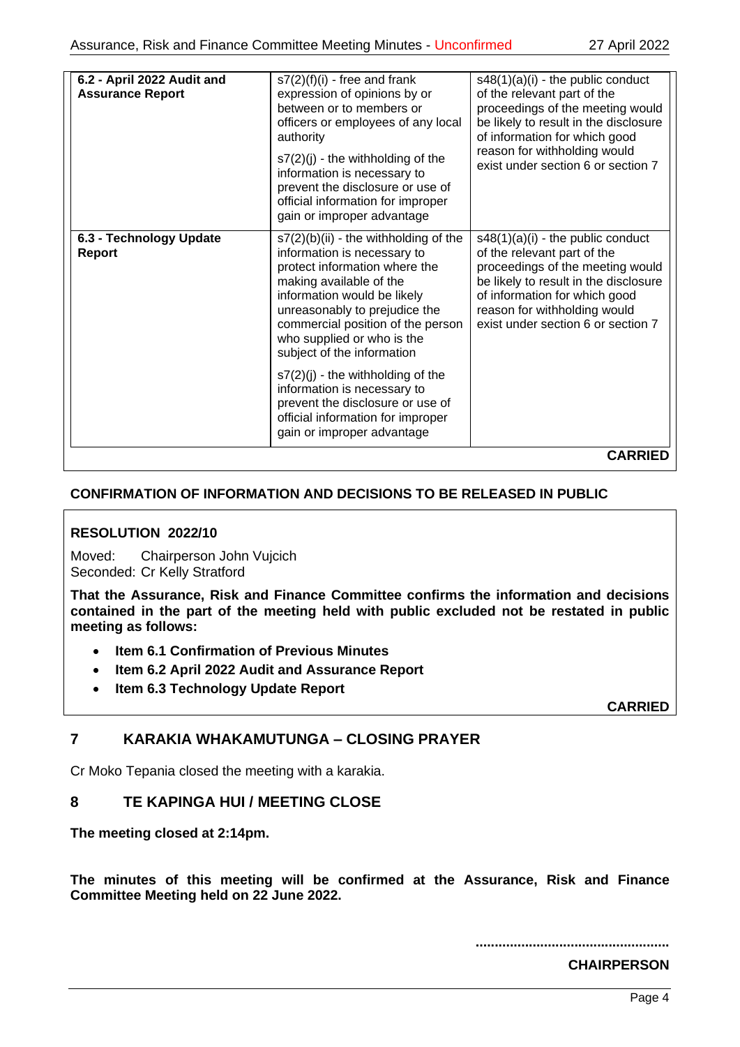| | | |
|---|---|---|
| **6.2 - April 2022 Audit and Assurance Report** | s7(2)(f)(i) - free and frank expression of opinions by or between or to members or officers or employees of any local authority<br><br>s7(2)(j) - the withholding of the information is necessary to prevent the disclosure or use of official information for improper gain or improper advantage | s48(1)(a)(i) - the public conduct of the relevant part of the proceedings of the meeting would be likely to result in the disclosure of information for which good reason for withholding would exist under section 6 or section 7 |
| **6.3 - Technology Update Report** | s7(2)(b)(ii) - the withholding of the information is necessary to protect information where the making available of the information would be likely unreasonably to prejudice the commercial position of the person who supplied or who is the subject of the information<br><br>s7(2)(j) - the withholding of the information is necessary to prevent the disclosure or use of official information for improper gain or improper advantage | s48(1)(a)(i) - the public conduct of the relevant part of the proceedings of the meeting would be likely to result in the disclosure of information for which good reason for withholding would exist under section 6 or section 7 |

**CARRIED**

**CONFIRMATION OF INFORMATION AND DECISIONS TO BE RELEASED IN PUBLIC**

**RESOLUTION 2022/10**

Moved: Chairperson John Vujcich
Seconded: Cr Kelly Stratford

**That the Assurance, Risk and Finance Committee confirms the information and decisions contained in the part of the meeting held with public excluded not be restated in public meeting as follows:**

- **Item 6.1 Confirmation of Previous Minutes**
- **Item 6.2 April 2022 Audit and Assurance Report**
- **Item 6.3 Technology Update Report**

**CARRIED**

## 7 KARAKIA WHAKAMUTUNGA – CLOSING PRAYER

Cr Moko Tepania closed the meeting with a karakia.

## 8 TE KAPINGA HUI / MEETING CLOSE

**The meeting closed at 2:14pm.**

**The minutes of this meeting will be confirmed at the Assurance, Risk and Finance Committee Meeting held on 22 June 2022.**

...................................................

**CHAIRPERSON**